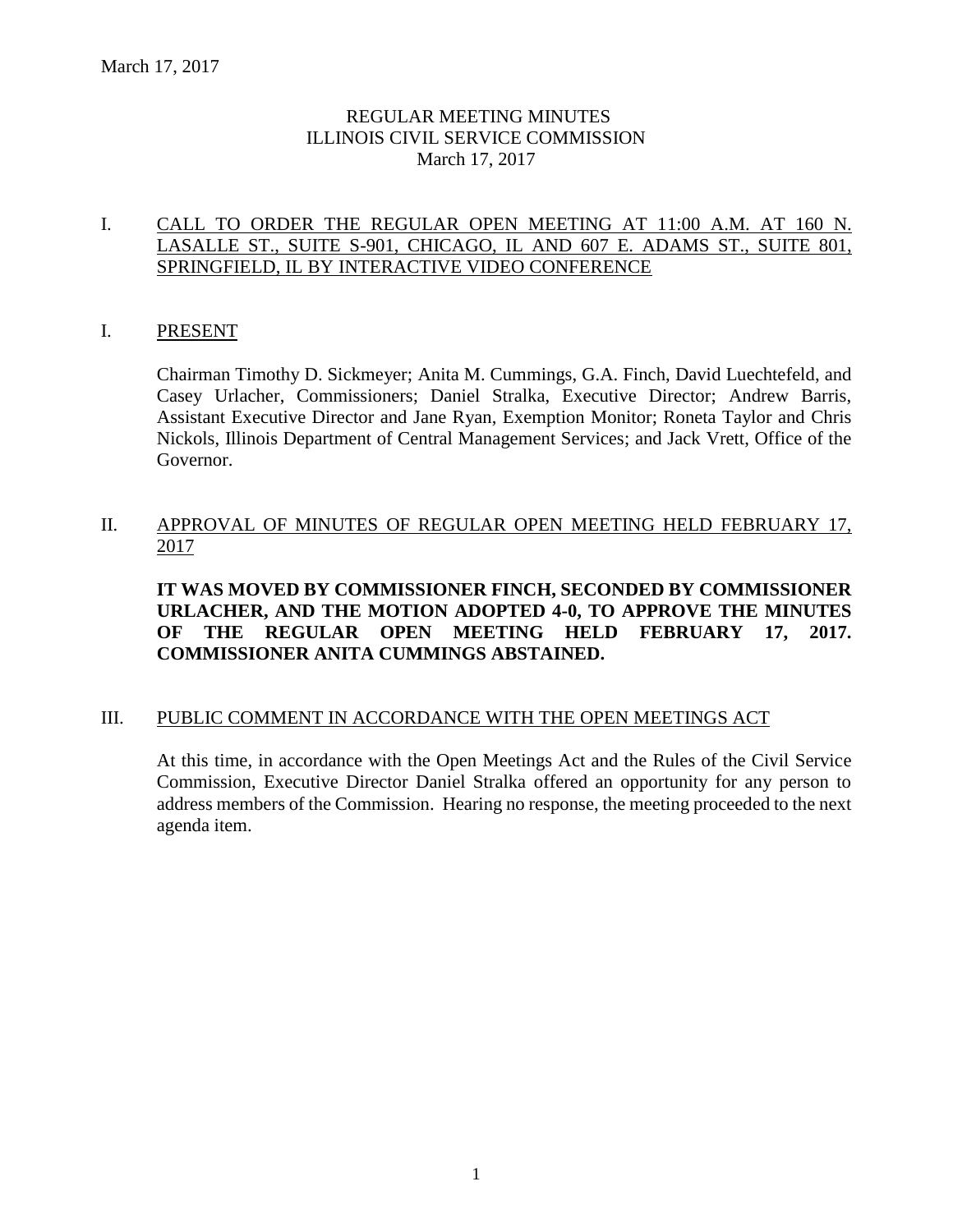March 17, 2017

# REGULAR MEETING MINUTES
# ILLINOIS CIVIL SERVICE COMMISSION
March 17, 2017

## I. CALL TO ORDER THE REGULAR OPEN MEETING AT 11:00 A.M. AT 160 N. LASALLE ST., SUITE S-901, CHICAGO, IL AND 607 E. ADAMS ST., SUITE 801, SPRINGFIELD, IL BY INTERACTIVE VIDEO CONFERENCE

## I. PRESENT

Chairman Timothy D. Sickmeyer; Anita M. Cummings, G.A. Finch, David Luechtefeld, and Casey Urlacher, Commissioners; Daniel Stralka, Executive Director; Andrew Barris, Assistant Executive Director and Jane Ryan, Exemption Monitor; Roneta Taylor and Chris Nickols, Illinois Department of Central Management Services; and Jack Vrett, Office of the Governor.

## II. APPROVAL OF MINUTES OF REGULAR OPEN MEETING HELD FEBRUARY 17, 2017

**IT WAS MOVED BY COMMISSIONER FINCH, SECONDED BY COMMISSIONER URLACHER, AND THE MOTION ADOPTED 4-0, TO APPROVE THE MINUTES OF THE REGULAR OPEN MEETING HELD FEBRUARY 17, 2017. COMMISSIONER ANITA CUMMINGS ABSTAINED.**

## III. PUBLIC COMMENT IN ACCORDANCE WITH THE OPEN MEETINGS ACT

At this time, in accordance with the Open Meetings Act and the Rules of the Civil Service Commission, Executive Director Daniel Stralka offered an opportunity for any person to address members of the Commission. Hearing no response, the meeting proceeded to the next agenda item.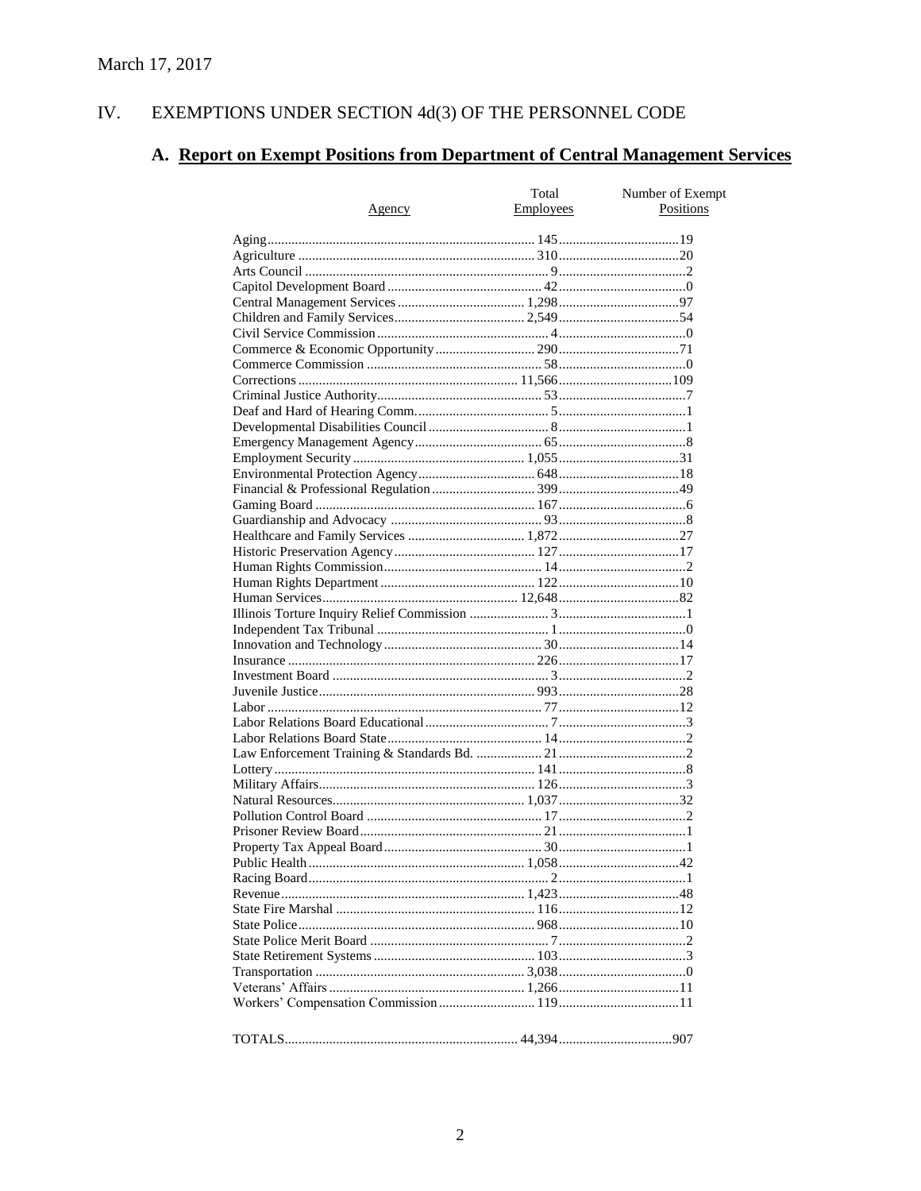March 17, 2017

# IV. EXEMPTIONS UNDER SECTION 4d(3) OF THE PERSONNEL CODE

## A. Report on Exempt Positions from Department of Central Management Services

| Agency | Total Employees | Number of Exempt Positions |
|---|---|---|
| Aging | 145 | 19 |
| Agriculture | 310 | 20 |
| Arts Council | 9 | 2 |
| Capitol Development Board | 42 | 0 |
| Central Management Services | 1,298 | 97 |
| Children and Family Services | 2,549 | 54 |
| Civil Service Commission | 4 | 0 |
| Commerce & Economic Opportunity | 290 | 71 |
| Commerce Commission | 58 | 0 |
| Corrections | 11,566 | 109 |
| Criminal Justice Authority | 53 | 7 |
| Deaf and Hard of Hearing Comm. | 5 | 1 |
| Developmental Disabilities Council | 8 | 1 |
| Emergency Management Agency | 65 | 8 |
| Employment Security | 1,055 | 31 |
| Environmental Protection Agency | 648 | 18 |
| Financial & Professional Regulation | 399 | 49 |
| Gaming Board | 167 | 6 |
| Guardianship and Advocacy | 93 | 8 |
| Healthcare and Family Services | 1,872 | 27 |
| Historic Preservation Agency | 127 | 17 |
| Human Rights Commission | 14 | 2 |
| Human Rights Department | 122 | 10 |
| Human Services | 12,648 | 82 |
| Illinois Torture Inquiry Relief Commission | 3 | 1 |
| Independent Tax Tribunal | 1 | 0 |
| Innovation and Technology | 30 | 14 |
| Insurance | 226 | 17 |
| Investment Board | 3 | 2 |
| Juvenile Justice | 993 | 28 |
| Labor | 77 | 12 |
| Labor Relations Board Educational | 7 | 3 |
| Labor Relations Board State | 14 | 2 |
| Law Enforcement Training & Standards Bd. | 21 | 2 |
| Lottery | 141 | 8 |
| Military Affairs | 126 | 3 |
| Natural Resources | 1,037 | 32 |
| Pollution Control Board | 17 | 2 |
| Prisoner Review Board | 21 | 1 |
| Property Tax Appeal Board | 30 | 1 |
| Public Health | 1,058 | 42 |
| Racing Board | 2 | 1 |
| Revenue | 1,423 | 48 |
| State Fire Marshal | 116 | 12 |
| State Police | 968 | 10 |
| State Police Merit Board | 7 | 2 |
| State Retirement Systems | 103 | 3 |
| Transportation | 3,038 | 0 |
| Veterans' Affairs | 1,266 | 11 |
| Workers' Compensation Commission | 119 | 11 |
| TOTALS | 44,394 | 907 |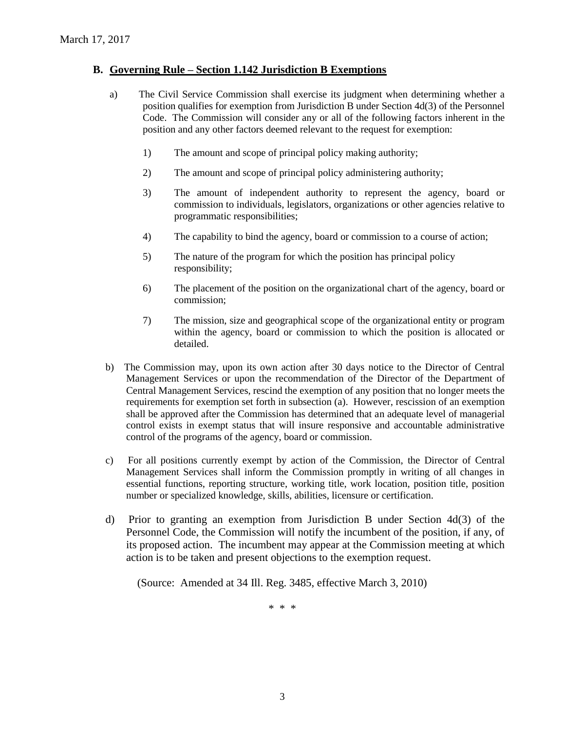## B. Governing Rule – Section 1.142 Jurisdiction B Exemptions

a) The Civil Service Commission shall exercise its judgment when determining whether a position qualifies for exemption from Jurisdiction B under Section 4d(3) of the Personnel Code. The Commission will consider any or all of the following factors inherent in the position and any other factors deemed relevant to the request for exemption:

1) The amount and scope of principal policy making authority;

2) The amount and scope of principal policy administering authority;

3) The amount of independent authority to represent the agency, board or commission to individuals, legislators, organizations or other agencies relative to programmatic responsibilities;

4) The capability to bind the agency, board or commission to a course of action;

5) The nature of the program for which the position has principal policy responsibility;

6) The placement of the position on the organizational chart of the agency, board or commission;

7) The mission, size and geographical scope of the organizational entity or program within the agency, board or commission to which the position is allocated or detailed.

b) The Commission may, upon its own action after 30 days notice to the Director of Central Management Services or upon the recommendation of the Director of the Department of Central Management Services, rescind the exemption of any position that no longer meets the requirements for exemption set forth in subsection (a). However, rescission of an exemption shall be approved after the Commission has determined that an adequate level of managerial control exists in exempt status that will insure responsive and accountable administrative control of the programs of the agency, board or commission.

c) For all positions currently exempt by action of the Commission, the Director of Central Management Services shall inform the Commission promptly in writing of all changes in essential functions, reporting structure, working title, work location, position title, position number or specialized knowledge, skills, abilities, licensure or certification.

d) Prior to granting an exemption from Jurisdiction B under Section 4d(3) of the Personnel Code, the Commission will notify the incumbent of the position, if any, of its proposed action. The incumbent may appear at the Commission meeting at which action is to be taken and present objections to the exemption request.

(Source: Amended at 34 Ill. Reg. 3485, effective March 3, 2010)

\* \* \*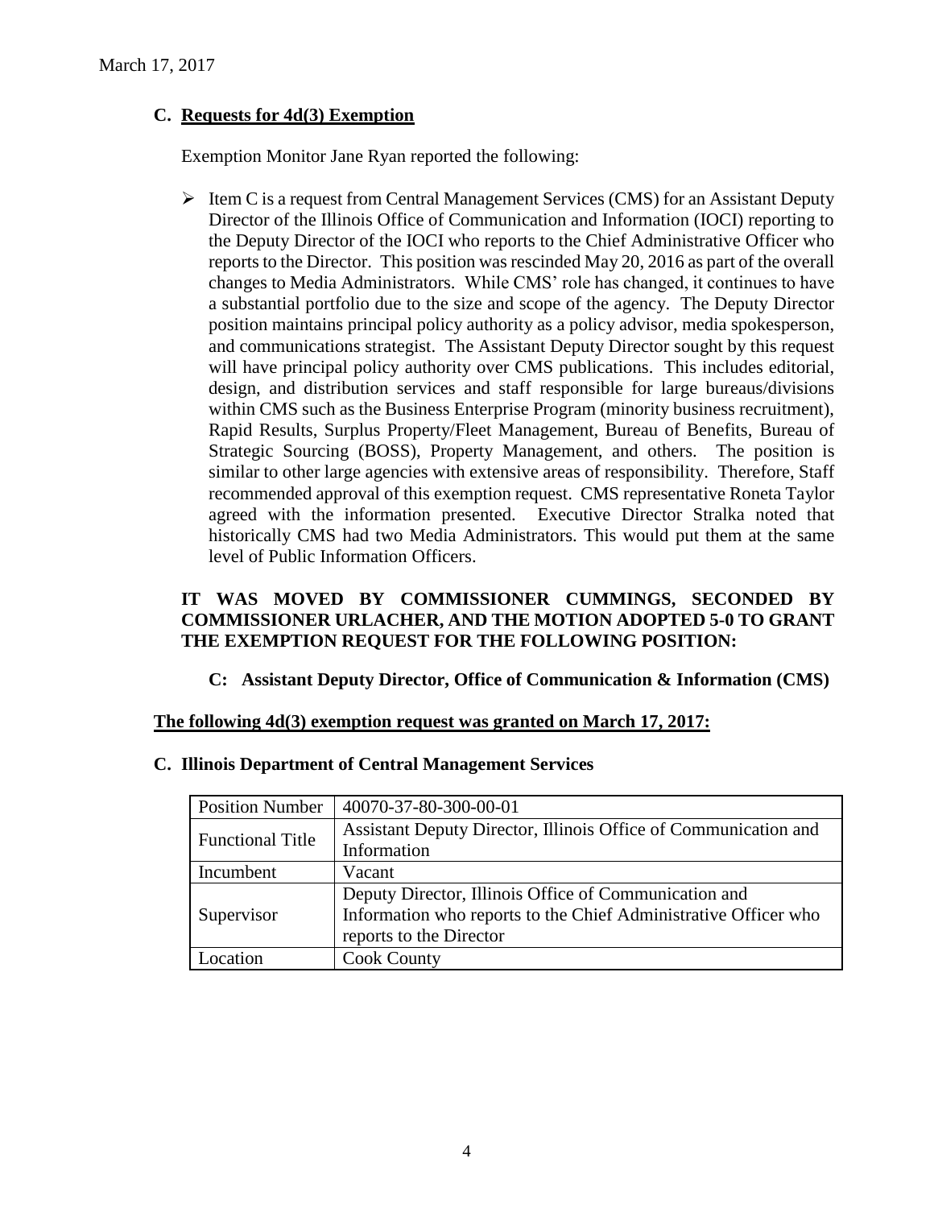March 17, 2017

## C. Requests for 4d(3) Exemption

Exemption Monitor Jane Ryan reported the following:

- Item C is a request from Central Management Services (CMS) for an Assistant Deputy Director of the Illinois Office of Communication and Information (IOCI) reporting to the Deputy Director of the IOCI who reports to the Chief Administrative Officer who reports to the Director. This position was rescinded May 20, 2016 as part of the overall changes to Media Administrators. While CMS' role has changed, it continues to have a substantial portfolio due to the size and scope of the agency. The Deputy Director position maintains principal policy authority as a policy advisor, media spokesperson, and communications strategist. The Assistant Deputy Director sought by this request will have principal policy authority over CMS publications. This includes editorial, design, and distribution services and staff responsible for large bureaus/divisions within CMS such as the Business Enterprise Program (minority business recruitment), Rapid Results, Surplus Property/Fleet Management, Bureau of Benefits, Bureau of Strategic Sourcing (BOSS), Property Management, and others. The position is similar to other large agencies with extensive areas of responsibility. Therefore, Staff recommended approval of this exemption request. CMS representative Roneta Taylor agreed with the information presented. Executive Director Stralka noted that historically CMS had two Media Administrators. This would put them at the same level of Public Information Officers.

**IT WAS MOVED BY COMMISSIONER CUMMINGS, SECONDED BY COMMISSIONER URLACHER, AND THE MOTION ADOPTED 5-0 TO GRANT THE EXEMPTION REQUEST FOR THE FOLLOWING POSITION:**

**C: Assistant Deputy Director, Office of Communication & Information (CMS)**

**The following 4d(3) exemption request was granted on March 17, 2017:**

**C. Illinois Department of Central Management Services**

| Position Number | 40070-37-80-300-00-01 |
|---|---|
| Functional Title | Assistant Deputy Director, Illinois Office of Communication and Information |
| Incumbent | Vacant |
| Supervisor | Deputy Director, Illinois Office of Communication and Information who reports to the Chief Administrative Officer who reports to the Director |
| Location | Cook County |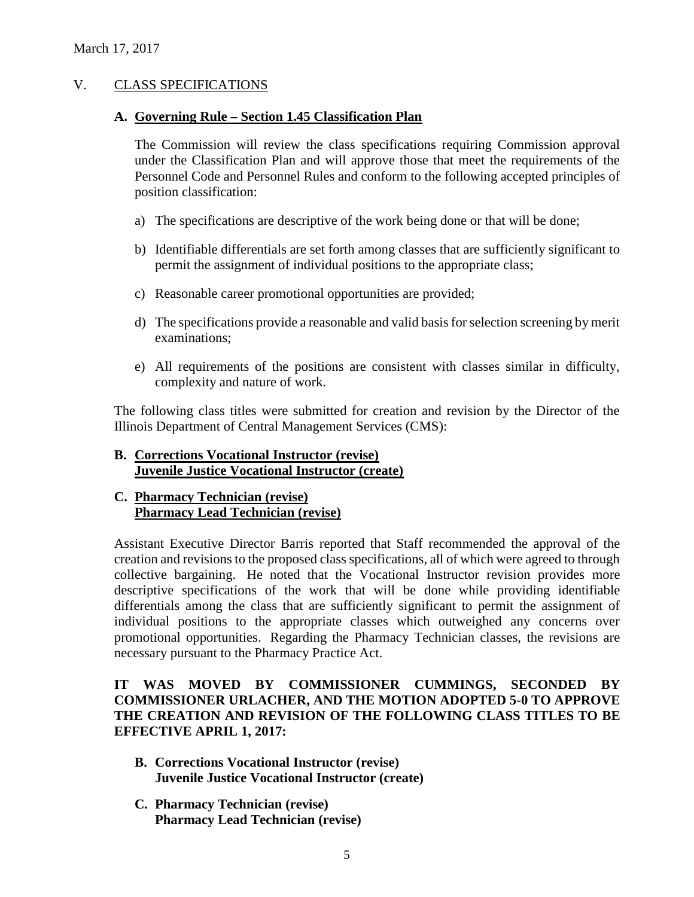March 17, 2017

## V. CLASS SPECIFICATIONS

### A. Governing Rule – Section 1.45 Classification Plan

The Commission will review the class specifications requiring Commission approval under the Classification Plan and will approve those that meet the requirements of the Personnel Code and Personnel Rules and conform to the following accepted principles of position classification:

a) The specifications are descriptive of the work being done or that will be done;

b) Identifiable differentials are set forth among classes that are sufficiently significant to permit the assignment of individual positions to the appropriate class;

c) Reasonable career promotional opportunities are provided;

d) The specifications provide a reasonable and valid basis for selection screening by merit examinations;

e) All requirements of the positions are consistent with classes similar in difficulty, complexity and nature of work.

The following class titles were submitted for creation and revision by the Director of the Illinois Department of Central Management Services (CMS):

### B. Corrections Vocational Instructor (revise)
### Juvenile Justice Vocational Instructor (create)

### C. Pharmacy Technician (revise)
### Pharmacy Lead Technician (revise)

Assistant Executive Director Barris reported that Staff recommended the approval of the creation and revisions to the proposed class specifications, all of which were agreed to through collective bargaining. He noted that the Vocational Instructor revision provides more descriptive specifications of the work that will be done while providing identifiable differentials among the class that are sufficiently significant to permit the assignment of individual positions to the appropriate classes which outweighed any concerns over promotional opportunities. Regarding the Pharmacy Technician classes, the revisions are necessary pursuant to the Pharmacy Practice Act.

**IT WAS MOVED BY COMMISSIONER CUMMINGS, SECONDED BY COMMISSIONER URLACHER, AND THE MOTION ADOPTED 5-0 TO APPROVE THE CREATION AND REVISION OF THE FOLLOWING CLASS TITLES TO BE EFFECTIVE APRIL 1, 2017:**

**B. Corrections Vocational Instructor (revise)**
**Juvenile Justice Vocational Instructor (create)**

**C. Pharmacy Technician (revise)**
**Pharmacy Lead Technician (revise)**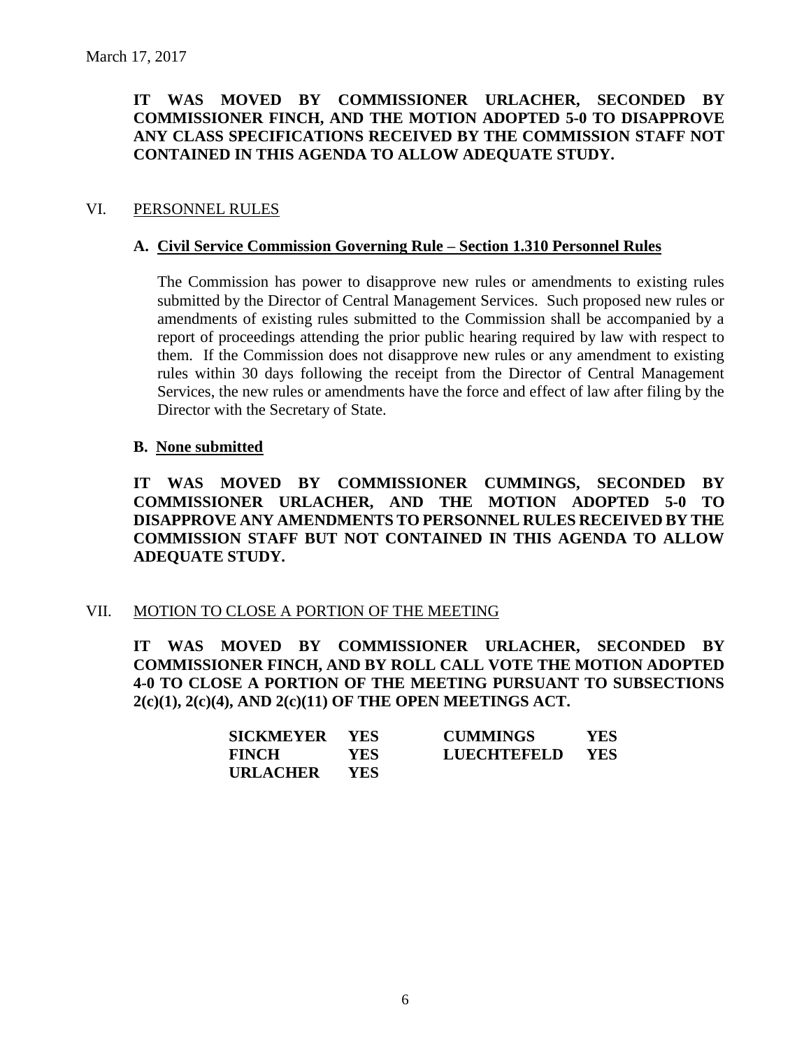March 17, 2017

**IT WAS MOVED BY COMMISSIONER URLACHER, SECONDED BY COMMISSIONER FINCH, AND THE MOTION ADOPTED 5-0 TO DISAPPROVE ANY CLASS SPECIFICATIONS RECEIVED BY THE COMMISSION STAFF NOT CONTAINED IN THIS AGENDA TO ALLOW ADEQUATE STUDY.**

## VI. PERSONNEL RULES

### A. Civil Service Commission Governing Rule – Section 1.310 Personnel Rules

The Commission has power to disapprove new rules or amendments to existing rules submitted by the Director of Central Management Services. Such proposed new rules or amendments of existing rules submitted to the Commission shall be accompanied by a report of proceedings attending the prior public hearing required by law with respect to them. If the Commission does not disapprove new rules or any amendment to existing rules within 30 days following the receipt from the Director of Central Management Services, the new rules or amendments have the force and effect of law after filing by the Director with the Secretary of State.

### B. None submitted

**IT WAS MOVED BY COMMISSIONER CUMMINGS, SECONDED BY COMMISSIONER URLACHER, AND THE MOTION ADOPTED 5-0 TO DISAPPROVE ANY AMENDMENTS TO PERSONNEL RULES RECEIVED BY THE COMMISSION STAFF BUT NOT CONTAINED IN THIS AGENDA TO ALLOW ADEQUATE STUDY.**

## VII. MOTION TO CLOSE A PORTION OF THE MEETING

**IT WAS MOVED BY COMMISSIONER URLACHER, SECONDED BY COMMISSIONER FINCH, AND BY ROLL CALL VOTE THE MOTION ADOPTED 4-0 TO CLOSE A PORTION OF THE MEETING PURSUANT TO SUBSECTIONS 2(c)(1), 2(c)(4), AND 2(c)(11) OF THE OPEN MEETINGS ACT.**

| | | | |
|---|---|---|---|
| **SICKMEYER** | **YES** | **CUMMINGS** | **YES** |
| **FINCH** | **YES** | **LUECHTEFELD** | **YES** |
| **URLACHER** | **YES** | | |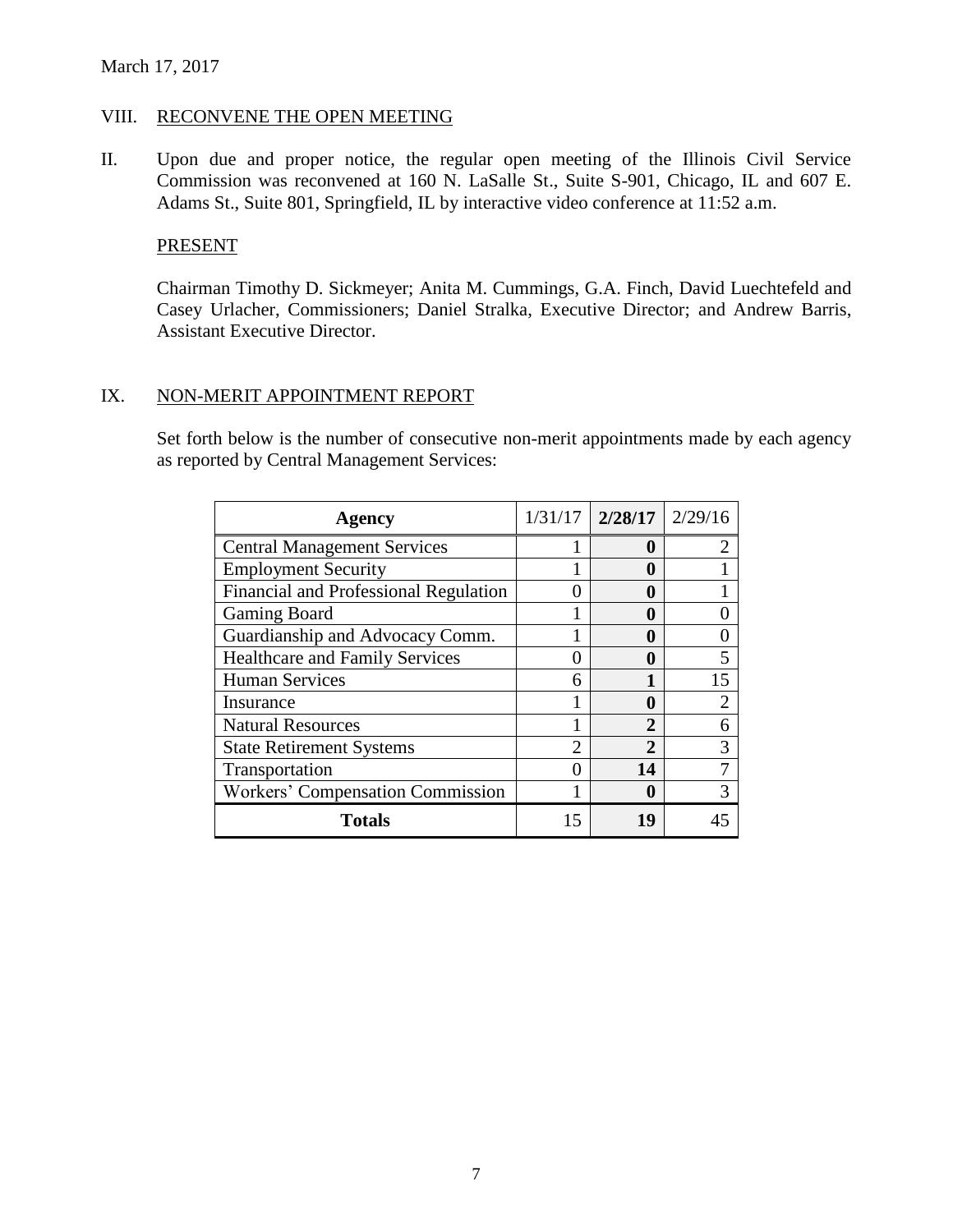March 17, 2017

## VIII. RECONVENE THE OPEN MEETING

II. Upon due and proper notice, the regular open meeting of the Illinois Civil Service Commission was reconvened at 160 N. LaSalle St., Suite S-901, Chicago, IL and 607 E. Adams St., Suite 801, Springfield, IL by interactive video conference at 11:52 a.m.

PRESENT

Chairman Timothy D. Sickmeyer; Anita M. Cummings, G.A. Finch, David Luechtefeld and Casey Urlacher, Commissioners; Daniel Stralka, Executive Director; and Andrew Barris, Assistant Executive Director.

## IX. NON-MERIT APPOINTMENT REPORT

Set forth below is the number of consecutive non-merit appointments made by each agency as reported by Central Management Services:

| Agency | 1/31/17 | 2/28/17 | 2/29/16 |
|---|---|---|---|
| Central Management Services | 1 | **0** | 2 |
| Employment Security | 1 | **0** | 1 |
| Financial and Professional Regulation | 0 | **0** | 1 |
| Gaming Board | 1 | **0** | 0 |
| Guardianship and Advocacy Comm. | 1 | **0** | 0 |
| Healthcare and Family Services | 0 | **0** | 5 |
| Human Services | 6 | **1** | 15 |
| Insurance | 1 | **0** | 2 |
| Natural Resources | 1 | **2** | 6 |
| State Retirement Systems | 2 | **2** | 3 |
| Transportation | 0 | **14** | 7 |
| Workers' Compensation Commission | 1 | **0** | 3 |
| **Totals** | 15 | **19** | 45 |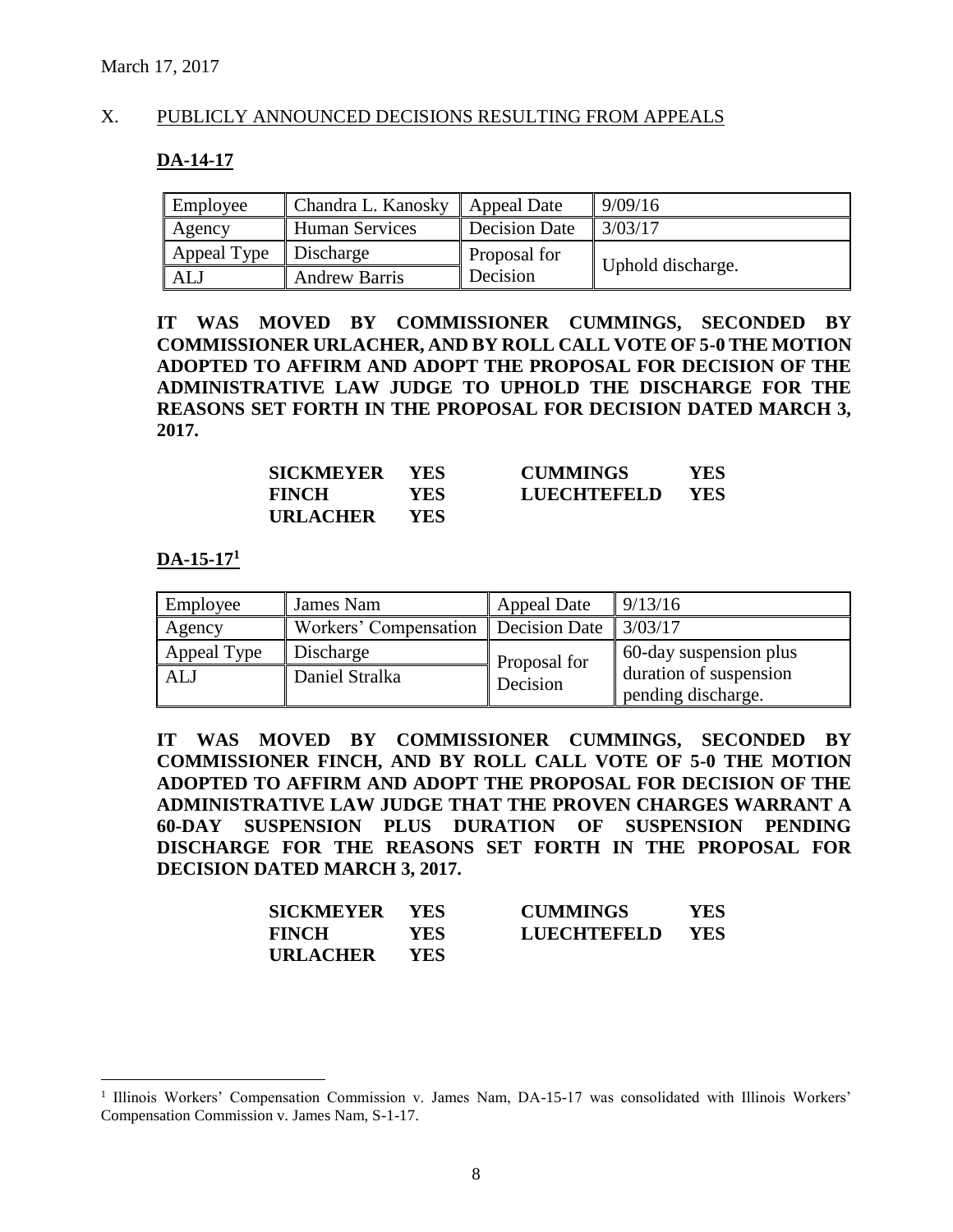March 17, 2017

## X. PUBLICLY ANNOUNCED DECISIONS RESULTING FROM APPEALS

### DA-14-17

| Employee | Chandra L. Kanosky | Appeal Date | 9/09/16 |
|---|---|---|---|
| Agency | Human Services | Decision Date | 3/03/17 |
| Appeal Type | Discharge | Proposal for Decision | Uphold discharge. |
| ALJ | Andrew Barris | | |

**IT WAS MOVED BY COMMISSIONER CUMMINGS, SECONDED BY COMMISSIONER URLACHER, AND BY ROLL CALL VOTE OF 5-0 THE MOTION ADOPTED TO AFFIRM AND ADOPT THE PROPOSAL FOR DECISION OF THE ADMINISTRATIVE LAW JUDGE TO UPHOLD THE DISCHARGE FOR THE REASONS SET FORTH IN THE PROPOSAL FOR DECISION DATED MARCH 3, 2017.**

| | | | |
|---|---|---|---|
| **SICKMEYER** | **YES** | **CUMMINGS** | **YES** |
| **FINCH** | **YES** | **LUECHTEFELD** | **YES** |
| **URLACHER** | **YES** | | |

### DA-15-17[1]

| Employee | James Nam | Appeal Date | 9/13/16 |
|---|---|---|---|
| Agency | Workers' Compensation | Decision Date | 3/03/17 |
| Appeal Type | Discharge | Proposal for Decision | 60-day suspension plus duration of suspension pending discharge. |
| ALJ | Daniel Stralka | | |

**IT WAS MOVED BY COMMISSIONER CUMMINGS, SECONDED BY COMMISSIONER FINCH, AND BY ROLL CALL VOTE OF 5-0 THE MOTION ADOPTED TO AFFIRM AND ADOPT THE PROPOSAL FOR DECISION OF THE ADMINISTRATIVE LAW JUDGE THAT THE PROVEN CHARGES WARRANT A 60-DAY SUSPENSION PLUS DURATION OF SUSPENSION PENDING DISCHARGE FOR THE REASONS SET FORTH IN THE PROPOSAL FOR DECISION DATED MARCH 3, 2017.**

| | | | |
|---|---|---|---|
| **SICKMEYER** | **YES** | **CUMMINGS** | **YES** |
| **FINCH** | **YES** | **LUECHTEFELD** | **YES** |
| **URLACHER** | **YES** | | |

[1] Illinois Workers' Compensation Commission v. James Nam, DA-15-17 was consolidated with Illinois Workers' Compensation Commission v. James Nam, S-1-17.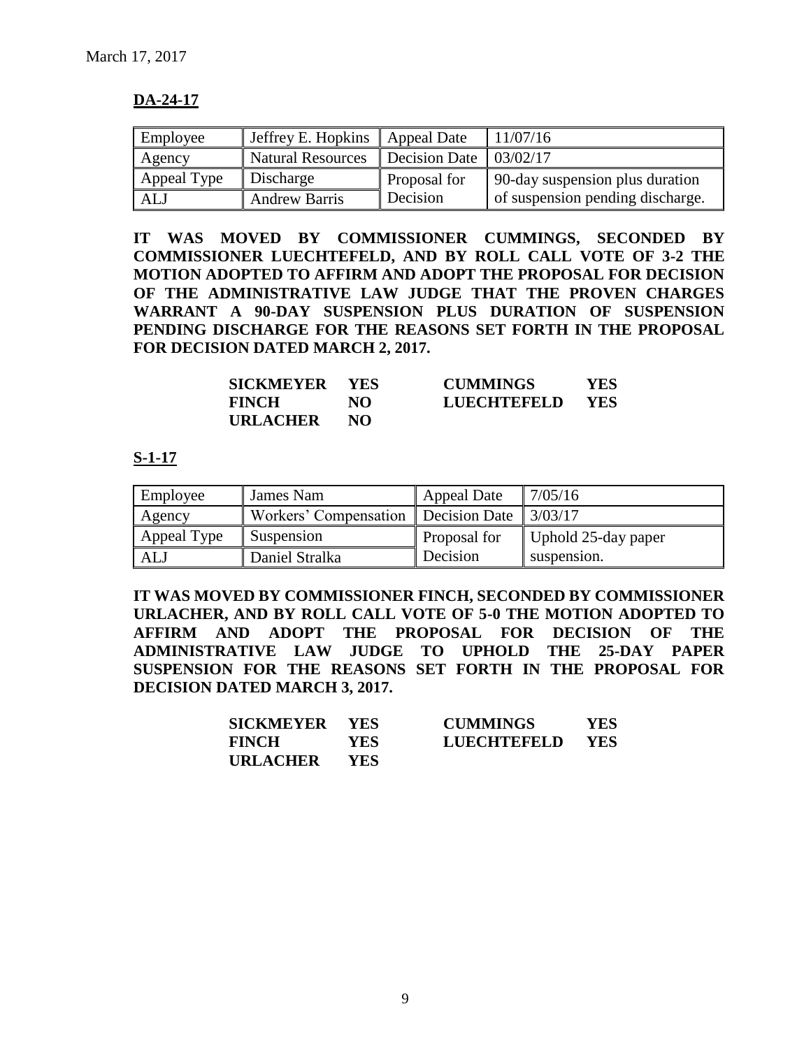March 17, 2017

**DA-24-17**

| Employee | Jeffrey E. Hopkins | Appeal Date | 11/07/16 |
|---|---|---|---|
| Agency | Natural Resources | Decision Date | 03/02/17 |
| Appeal Type | Discharge | Proposal for Decision | 90-day suspension plus duration of suspension pending discharge. |
| ALJ | Andrew Barris | | |

**IT WAS MOVED BY COMMISSIONER CUMMINGS, SECONDED BY COMMISSIONER LUECHTEFELD, AND BY ROLL CALL VOTE OF 3-2 THE MOTION ADOPTED TO AFFIRM AND ADOPT THE PROPOSAL FOR DECISION OF THE ADMINISTRATIVE LAW JUDGE THAT THE PROVEN CHARGES WARRANT A 90-DAY SUSPENSION PLUS DURATION OF SUSPENSION PENDING DISCHARGE FOR THE REASONS SET FORTH IN THE PROPOSAL FOR DECISION DATED MARCH 2, 2017.**

| | | | |
|---|---|---|---|
| **SICKMEYER** | **YES** | **CUMMINGS** | **YES** |
| **FINCH** | **NO** | **LUECHTEFELD** | **YES** |
| **URLACHER** | **NO** | | |

**S-1-17**

| Employee | James Nam | Appeal Date | 7/05/16 |
|---|---|---|---|
| Agency | Workers' Compensation | Decision Date | 3/03/17 |
| Appeal Type | Suspension | Proposal for Decision | Uphold 25-day paper suspension. |
| ALJ | Daniel Stralka | | |

**IT WAS MOVED BY COMMISSIONER FINCH, SECONDED BY COMMISSIONER URLACHER, AND BY ROLL CALL VOTE OF 5-0 THE MOTION ADOPTED TO AFFIRM AND ADOPT THE PROPOSAL FOR DECISION OF THE ADMINISTRATIVE LAW JUDGE TO UPHOLD THE 25-DAY PAPER SUSPENSION FOR THE REASONS SET FORTH IN THE PROPOSAL FOR DECISION DATED MARCH 3, 2017.**

| | | | |
|---|---|---|---|
| **SICKMEYER** | **YES** | **CUMMINGS** | **YES** |
| **FINCH** | **YES** | **LUECHTEFELD** | **YES** |
| **URLACHER** | **YES** | | |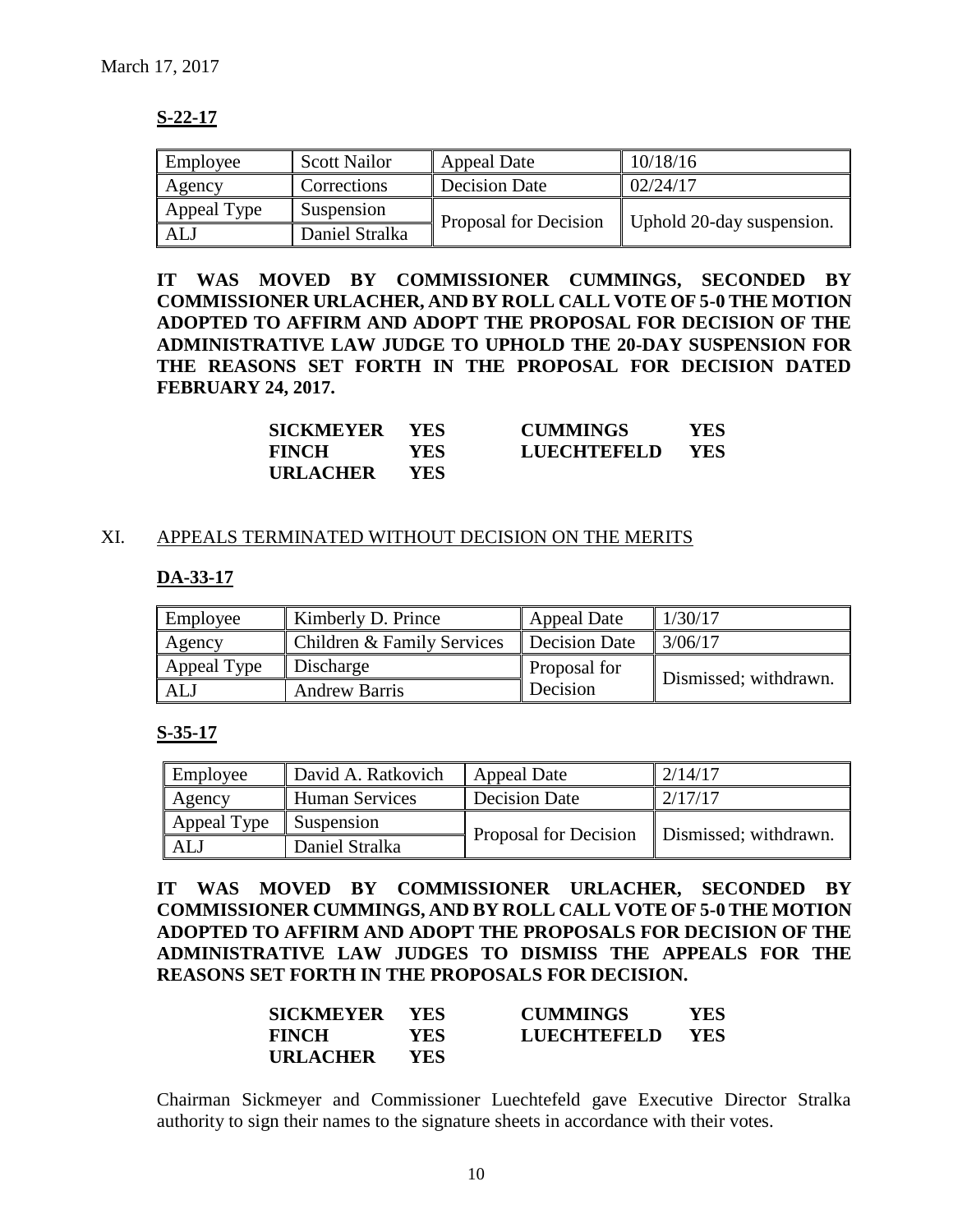March 17, 2017

**S-22-17**

| Employee | Scott Nailor | Appeal Date | 10/18/16 |
|---|---|---|---|
| Agency | Corrections | Decision Date | 02/24/17 |
| Appeal Type | Suspension | Proposal for Decision | Uphold 20-day suspension. |
| ALJ | Daniel Stralka | | |

**IT WAS MOVED BY COMMISSIONER CUMMINGS, SECONDED BY COMMISSIONER URLACHER, AND BY ROLL CALL VOTE OF 5-0 THE MOTION ADOPTED TO AFFIRM AND ADOPT THE PROPOSAL FOR DECISION OF THE ADMINISTRATIVE LAW JUDGE TO UPHOLD THE 20-DAY SUSPENSION FOR THE REASONS SET FORTH IN THE PROPOSAL FOR DECISION DATED FEBRUARY 24, 2017.**

| | | | |
|---|---|---|---|
| **SICKMEYER** | **YES** | **CUMMINGS** | **YES** |
| **FINCH** | **YES** | **LUECHTEFELD** | **YES** |
| **URLACHER** | **YES** | | |

XI. APPEALS TERMINATED WITHOUT DECISION ON THE MERITS

**DA-33-17**

| Employee | Kimberly D. Prince | Appeal Date | 1/30/17 |
|---|---|---|---|
| Agency | Children & Family Services | Decision Date | 3/06/17 |
| Appeal Type | Discharge | Proposal for Decision | Dismissed; withdrawn. |
| ALJ | Andrew Barris | | |

**S-35-17**

| Employee | David A. Ratkovich | Appeal Date | 2/14/17 |
|---|---|---|---|
| Agency | Human Services | Decision Date | 2/17/17 |
| Appeal Type | Suspension | Proposal for Decision | Dismissed; withdrawn. |
| ALJ | Daniel Stralka | | |

**IT WAS MOVED BY COMMISSIONER URLACHER, SECONDED BY COMMISSIONER CUMMINGS, AND BY ROLL CALL VOTE OF 5-0 THE MOTION ADOPTED TO AFFIRM AND ADOPT THE PROPOSALS FOR DECISION OF THE ADMINISTRATIVE LAW JUDGES TO DISMISS THE APPEALS FOR THE REASONS SET FORTH IN THE PROPOSALS FOR DECISION.**

| | | | |
|---|---|---|---|
| **SICKMEYER** | **YES** | **CUMMINGS** | **YES** |
| **FINCH** | **YES** | **LUECHTEFELD** | **YES** |
| **URLACHER** | **YES** | | |

Chairman Sickmeyer and Commissioner Luechtefeld gave Executive Director Stralka authority to sign their names to the signature sheets in accordance with their votes.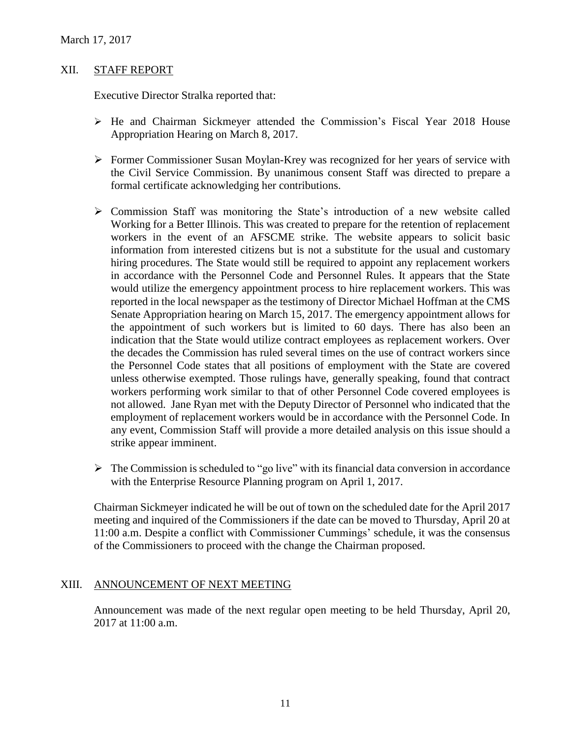## XII. STAFF REPORT

Executive Director Stralka reported that:

- He and Chairman Sickmeyer attended the Commission's Fiscal Year 2018 House Appropriation Hearing on March 8, 2017.

- Former Commissioner Susan Moylan-Krey was recognized for her years of service with the Civil Service Commission. By unanimous consent Staff was directed to prepare a formal certificate acknowledging her contributions.

- Commission Staff was monitoring the State's introduction of a new website called Working for a Better Illinois. This was created to prepare for the retention of replacement workers in the event of an AFSCME strike. The website appears to solicit basic information from interested citizens but is not a substitute for the usual and customary hiring procedures. The State would still be required to appoint any replacement workers in accordance with the Personnel Code and Personnel Rules. It appears that the State would utilize the emergency appointment process to hire replacement workers. This was reported in the local newspaper as the testimony of Director Michael Hoffman at the CMS Senate Appropriation hearing on March 15, 2017. The emergency appointment allows for the appointment of such workers but is limited to 60 days. There has also been an indication that the State would utilize contract employees as replacement workers. Over the decades the Commission has ruled several times on the use of contract workers since the Personnel Code states that all positions of employment with the State are covered unless otherwise exempted. Those rulings have, generally speaking, found that contract workers performing work similar to that of other Personnel Code covered employees is not allowed. Jane Ryan met with the Deputy Director of Personnel who indicated that the employment of replacement workers would be in accordance with the Personnel Code. In any event, Commission Staff will provide a more detailed analysis on this issue should a strike appear imminent.

- The Commission is scheduled to "go live" with its financial data conversion in accordance with the Enterprise Resource Planning program on April 1, 2017.

Chairman Sickmeyer indicated he will be out of town on the scheduled date for the April 2017 meeting and inquired of the Commissioners if the date can be moved to Thursday, April 20 at 11:00 a.m. Despite a conflict with Commissioner Cummings' schedule, it was the consensus of the Commissioners to proceed with the change the Chairman proposed.

## XIII. ANNOUNCEMENT OF NEXT MEETING

Announcement was made of the next regular open meeting to be held Thursday, April 20, 2017 at 11:00 a.m.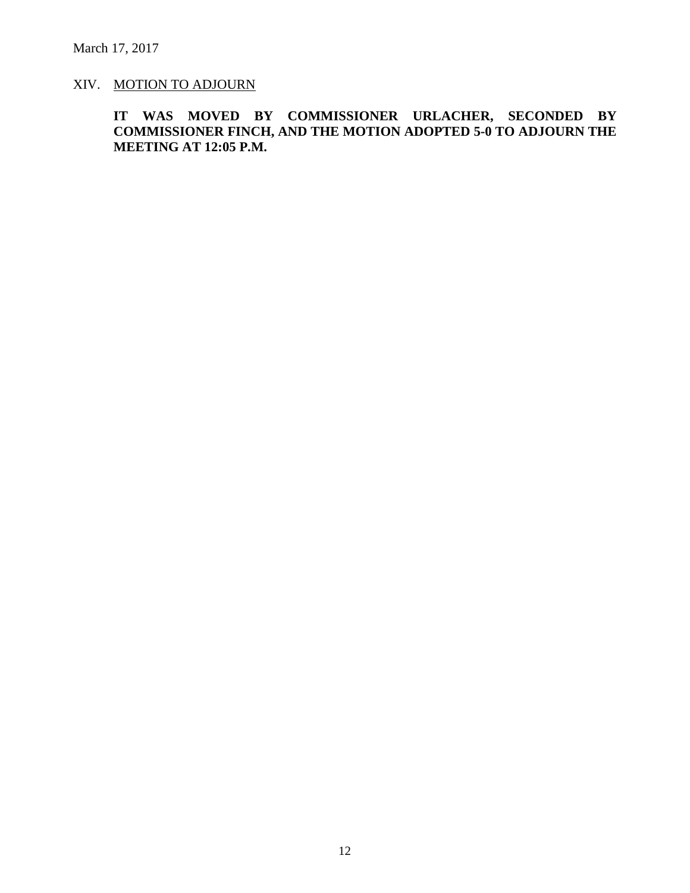## XIV. MOTION TO ADJOURN

**IT WAS MOVED BY COMMISSIONER URLACHER, SECONDED BY COMMISSIONER FINCH, AND THE MOTION ADOPTED 5-0 TO ADJOURN THE MEETING AT 12:05 P.M.**